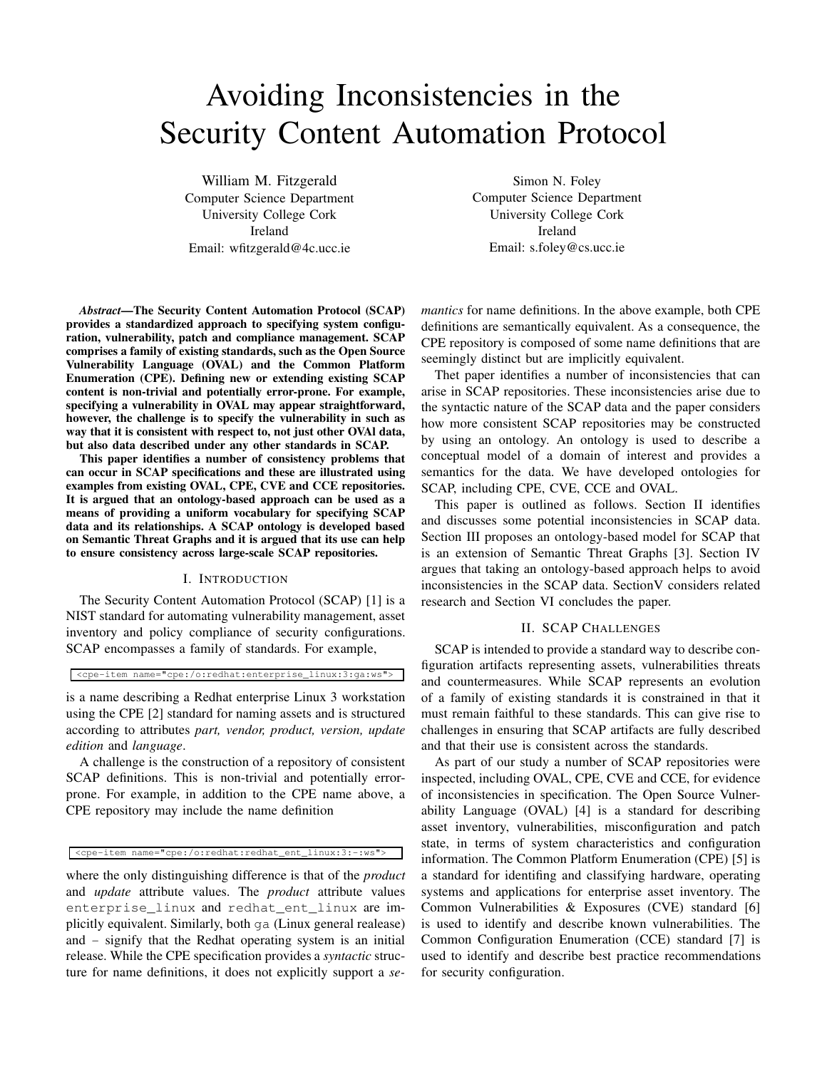# Avoiding Inconsistencies in the Security Content Automation Protocol

William M. Fitzgerald
Computer Science Department
University College Cork
Ireland
Email: wfitzgerald@4c.ucc.ie

Simon N. Foley
Computer Science Department
University College Cork
Ireland
Email: s.foley@cs.ucc.ie

***Abstract*—The Security Content Automation Protocol (SCAP) provides a standardized approach to specifying system configuration, vulnerability, patch and compliance management. SCAP comprises a family of existing standards, such as the Open Source Vulnerability Language (OVAL) and the Common Platform Enumeration (CPE). Defining new or extending existing SCAP content is non-trivial and potentially error-prone. For example, specifying a vulnerability in OVAL may appear straightforward, however, the challenge is to specify the vulnerability in such as way that it is consistent with respect to, not just other OVAl data, but also data described under any other standards in SCAP.**

**This paper identifies a number of consistency problems that can occur in SCAP specifications and these are illustrated using examples from existing OVAL, CPE, CVE and CCE repositories. It is argued that an ontology-based approach can be used as a means of providing a uniform vocabulary for specifying SCAP data and its relationships. A SCAP ontology is developed based on Semantic Threat Graphs and it is argued that its use can help to ensure consistency across large-scale SCAP repositories.**

## I. Introduction

The Security Content Automation Protocol (SCAP) [1] is a NIST standard for automating vulnerability management, asset inventory and policy compliance of security configurations. SCAP encompasses a family of standards. For example,

```
<cpe-item name="cpe:/o:redhat:enterprise_linux:3:ga:ws">
```

is a name describing a Redhat enterprise Linux 3 workstation using the CPE [2] standard for naming assets and is structured according to attributes *part, vendor, product, version, update edition* and *language*.

A challenge is the construction of a repository of consistent SCAP definitions. This is non-trivial and potentially error-prone. For example, in addition to the CPE name above, a CPE repository may include the name definition

```
<cpe-item name="cpe:/o:redhat:redhat_ent_linux:3:-:ws">
```

where the only distinguishing difference is that of the *product* and *update* attribute values. The *product* attribute values `enterprise_linux` and `redhat_ent_linux` are implicitly equivalent. Similarly, both `ga` (Linux general realease) and – signify that the Redhat operating system is an initial release. While the CPE specification provides a *syntactic* structure for name definitions, it does not explicitly support a *semantics* for name definitions. In the above example, both CPE definitions are semantically equivalent. As a consequence, the CPE repository is composed of some name definitions that are seemingly distinct but are implicitly equivalent.

Thet paper identifies a number of inconsistencies that can arise in SCAP repositories. These inconsistencies arise due to the syntactic nature of the SCAP data and the paper considers how more consistent SCAP repositories may be constructed by using an ontology. An ontology is used to describe a conceptual model of a domain of interest and provides a semantics for the data. We have developed ontologies for SCAP, including CPE, CVE, CCE and OVAL.

This paper is outlined as follows. Section II identifies and discusses some potential inconsistencies in SCAP data. Section III proposes an ontology-based model for SCAP that is an extension of Semantic Threat Graphs [3]. Section IV argues that taking an ontology-based approach helps to avoid inconsistencies in the SCAP data. SectionV considers related research and Section VI concludes the paper.

## II. SCAP Challenges

SCAP is intended to provide a standard way to describe configuration artifacts representing assets, vulnerabilities threats and countermeasures. While SCAP represents an evolution of a family of existing standards it is constrained in that it must remain faithful to these standards. This can give rise to challenges in ensuring that SCAP artifacts are fully described and that their use is consistent across the standards.

As part of our study a number of SCAP repositories were inspected, including OVAL, CPE, CVE and CCE, for evidence of inconsistencies in specification. The Open Source Vulnerability Language (OVAL) [4] is a standard for describing asset inventory, vulnerabilities, misconfiguration and patch state, in terms of system characteristics and configuration information. The Common Platform Enumeration (CPE) [5] is a standard for identifing and classifying hardware, operating systems and applications for enterprise asset inventory. The Common Vulnerabilities & Exposures (CVE) standard [6] is used to identify and describe known vulnerabilities. The Common Configuration Enumeration (CCE) standard [7] is used to identify and describe best practice recommendations for security configuration.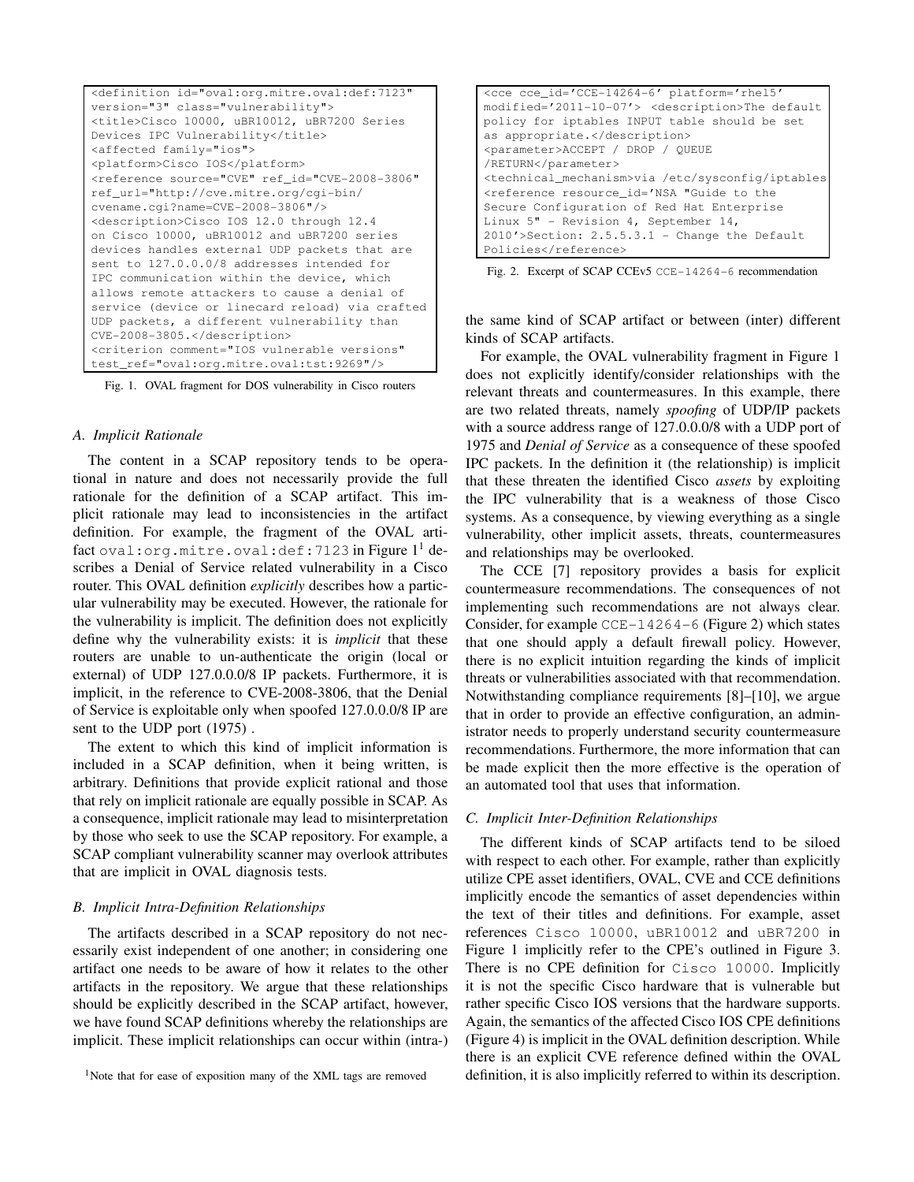```
<definition id="oval:org.mitre.oval:def:7123"
version="3" class="vulnerability">
<title>Cisco 10000, uBR10012, uBR7200 Series
Devices IPC Vulnerability</title>
<affected family="ios">
<platform>Cisco IOS</platform>
<reference source="CVE" ref_id="CVE-2008-3806"
ref_url="http://cve.mitre.org/cgi-bin/
cvename.cgi?name=CVE-2008-3806"/>
<description>Cisco IOS 12.0 through 12.4
on Cisco 10000, uBR10012 and uBR7200 series
devices handles external UDP packets that are
sent to 127.0.0.0/8 addresses intended for
IPC communication within the device, which
allows remote attackers to cause a denial of
service (device or linecard reload) via crafted
UDP packets, a different vulnerability than
CVE-2008-3805.</description>
<criterion comment="IOS vulnerable versions"
test_ref="oval:org.mitre.oval:tst:9269"/>
```

Fig. 1. OVAL fragment for DOS vulnerability in Cisco routers

### A. Implicit Rationale

The content in a SCAP repository tends to be operational in nature and does not necessarily provide the full rationale for the definition of a SCAP artifact. This implicit rationale may lead to inconsistencies in the artifact definition. For example, the fragment of the OVAL artifact `oval:org.mitre.oval:def:7123` in Figure 1[1] describes a Denial of Service related vulnerability in a Cisco router. This OVAL definition *explicitly* describes how a particular vulnerability may be executed. However, the rationale for the vulnerability is implicit. The definition does not explicitly define why the vulnerability exists: it is *implicit* that these routers are unable to un-authenticate the origin (local or external) of UDP 127.0.0.0/8 IP packets. Furthermore, it is implicit, in the reference to CVE-2008-3806, that the Denial of Service is exploitable only when spoofed 127.0.0.0/8 IP are sent to the UDP port (1975) .

The extent to which this kind of implicit information is included in a SCAP definition, when it being written, is arbitrary. Definitions that provide explicit rational and those that rely on implicit rationale are equally possible in SCAP. As a consequence, implicit rationale may lead to misinterpretation by those who seek to use the SCAP repository. For example, a SCAP compliant vulnerability scanner may overlook attributes that are implicit in OVAL diagnosis tests.

### B. Implicit Intra-Definition Relationships

The artifacts described in a SCAP repository do not necessarily exist independent of one another; in considering one artifact one needs to be aware of how it relates to the other artifacts in the repository. We argue that these relationships should be explicitly described in the SCAP artifact, however, we have found SCAP definitions whereby the relationships are implicit. These implicit relationships can occur within (intra-) the same kind of SCAP artifact or between (inter) different kinds of SCAP artifacts.

[1]Note that for ease of exposition many of the XML tags are removed

```
<cce cce_id='CCE-14264-6' platform='rhel5'
modified='2011-10-07'> <description>The default
policy for iptables INPUT table should be set
as appropriate.</description>
<parameter>ACCEPT / DROP / QUEUE
/RETURN</parameter>
<technical_mechanism>via /etc/sysconfig/iptables
<reference resource_id='NSA "Guide to the
Secure Configuration of Red Hat Enterprise
Linux 5" - Revision 4, September 14,
2010'>Section: 2.5.5.3.1 - Change the Default
Policies</reference>
```

Fig. 2. Excerpt of SCAP CCEv5 `CCE-14264-6` recommendation

For example, the OVAL vulnerability fragment in Figure 1 does not explicitly identify/consider relationships with the relevant threats and countermeasures. In this example, there are two related threats, namely *spoofing* of UDP/IP packets with a source address range of 127.0.0.0/8 with a UDP port of 1975 and *Denial of Service* as a consequence of these spoofed IPC packets. In the definition it (the relationship) is implicit that these threaten the identified Cisco *assets* by exploiting the IPC vulnerability that is a weakness of those Cisco systems. As a consequence, by viewing everything as a single vulnerability, other implicit assets, threats, countermeasures and relationships may be overlooked.

The CCE [7] repository provides a basis for explicit countermeasure recommendations. The consequences of not implementing such recommendations are not always clear. Consider, for example `CCE-14264-6` (Figure 2) which states that one should apply a default firewall policy. However, there is no explicit intuition regarding the kinds of implicit threats or vulnerabilities associated with that recommendation. Notwithstanding compliance requirements [8]–[10], we argue that in order to provide an effective configuration, an administrator needs to properly understand security countermeasure recommendations. Furthermore, the more information that can be made explicit then the more effective is the operation of an automated tool that uses that information.

### C. Implicit Inter-Definition Relationships

The different kinds of SCAP artifacts tend to be siloed with respect to each other. For example, rather than explicitly utilize CPE asset identifiers, OVAL, CVE and CCE definitions implicitly encode the semantics of asset dependencies within the text of their titles and definitions. For example, asset references `Cisco 10000`, `uBR10012` and `uBR7200` in Figure 1 implicitly refer to the CPE's outlined in Figure 3. There is no CPE definition for `Cisco 10000`. Implicitly it is not the specific Cisco hardware that is vulnerable but rather specific Cisco IOS versions that the hardware supports. Again, the semantics of the affected Cisco IOS CPE definitions (Figure 4) is implicit in the OVAL definition description. While there is an explicit CVE reference defined within the OVAL definition, it is also implicitly referred to within its description.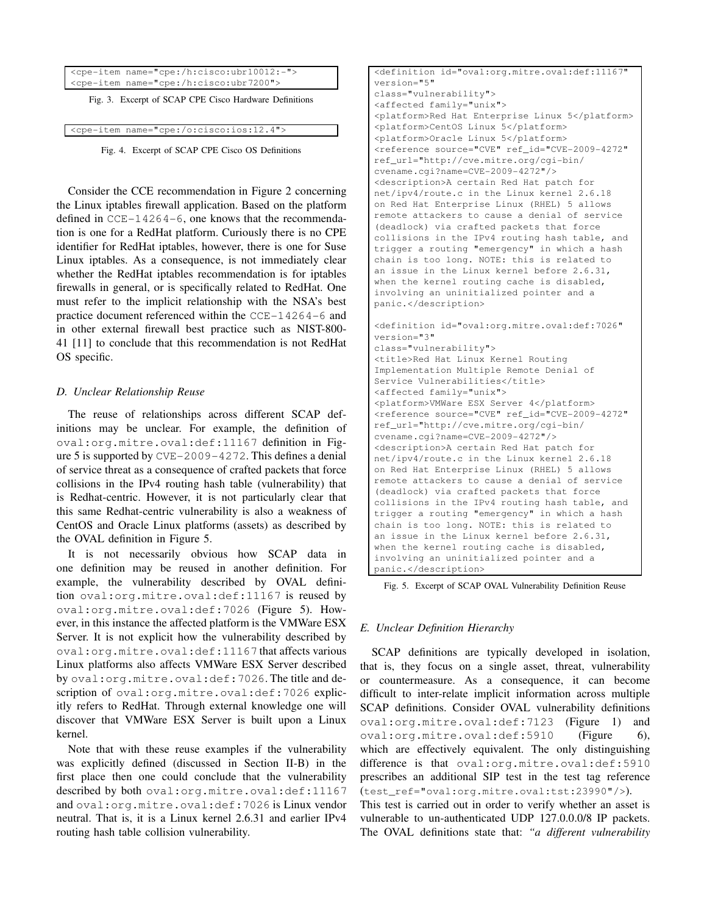```
<cpe-item name="cpe:/h:cisco:ubr10012:-">
<cpe-item name="cpe:/h:cisco:ubr7200">
```

Fig. 3. Excerpt of SCAP CPE Cisco Hardware Definitions

```
<cpe-item name="cpe:/o:cisco:ios:12.4">
```

Fig. 4. Excerpt of SCAP CPE Cisco OS Definitions

Consider the CCE recommendation in Figure 2 concerning the Linux iptables firewall application. Based on the platform defined in `CCE-14264-6`, one knows that the recommendation is one for a RedHat platform. Curiously there is no CPE identifier for RedHat iptables, however, there is one for Suse Linux iptables. As a consequence, is not immediately clear whether the RedHat iptables recommendation is for iptables firewalls in general, or is specifically related to RedHat. One must refer to the implicit relationship with the NSA's best practice document referenced within the `CCE-14264-6` and in other external firewall best practice such as NIST-800-41 [11] to conclude that this recommendation is not RedHat OS specific.

### D. Unclear Relationship Reuse

The reuse of relationships across different SCAP definitions may be unclear. For example, the definition of `oval:org.mitre.oval:def:11167` definition in Figure 5 is supported by `CVE-2009-4272`. This defines a denial of service threat as a consequence of crafted packets that force collisions in the IPv4 routing hash table (vulnerability) that is Redhat-centric. However, it is not particularly clear that this same Redhat-centric vulnerability is also a weakness of CentOS and Oracle Linux platforms (assets) as described by the OVAL definition in Figure 5.

It is not necessarily obvious how SCAP data in one definition may be reused in another definition. For example, the vulnerability described by OVAL definition `oval:org.mitre.oval:def:11167` is reused by `oval:org.mitre.oval:def:7026` (Figure 5). However, in this instance the affected platform is the VMWare ESX Server. It is not explicit how the vulnerability described by `oval:org.mitre.oval:def:11167` that affects various Linux platforms also affects VMWare ESX Server described by `oval:org.mitre.oval:def:7026`. The title and description of `oval:org.mitre.oval:def:7026` explicitly refers to RedHat. Through external knowledge one will discover that VMWare ESX Server is built upon a Linux kernel.

Note that with these reuse examples if the vulnerability was explicitly defined (discussed in Section II-B) in the first place then one could conclude that the vulnerability described by both `oval:org.mitre.oval:def:11167` and `oval:org.mitre.oval:def:7026` is Linux vendor neutral. That is, it is a Linux kernel 2.6.31 and earlier IPv4 routing hash table collision vulnerability.

```
<definition id="oval:org.mitre.oval:def:11167"
version="5"
class="vulnerability">
<affected family="unix">
<platform>Red Hat Enterprise Linux 5</platform>
<platform>CentOS Linux 5</platform>
<platform>Oracle Linux 5</platform>
<reference source="CVE" ref_id="CVE-2009-4272"
ref_url="http://cve.mitre.org/cgi-bin/
cvename.cgi?name=CVE-2009-4272"/>
<description>A certain Red Hat patch for
net/ipv4/route.c in the Linux kernel 2.6.18
on Red Hat Enterprise Linux (RHEL) 5 allows
remote attackers to cause a denial of service
(deadlock) via crafted packets that force
collisions in the IPv4 routing hash table, and
trigger a routing "emergency" in which a hash
chain is too long. NOTE: this is related to
an issue in the Linux kernel before 2.6.31,
when the kernel routing cache is disabled,
involving an uninitialized pointer and a
panic.</description>

<definition id="oval:org.mitre.oval:def:7026"
version="3"
class="vulnerability">
<title>Red Hat Linux Kernel Routing
Implementation Multiple Remote Denial of
Service Vulnerabilities</title>
<affected family="unix">
<platform>VMWare ESX Server 4</platform>
<reference source="CVE" ref_id="CVE-2009-4272"
ref_url="http://cve.mitre.org/cgi-bin/
cvename.cgi?name=CVE-2009-4272"/>
<description>A certain Red Hat patch for
net/ipv4/route.c in the Linux kernel 2.6.18
on Red Hat Enterprise Linux (RHEL) 5 allows
remote attackers to cause a denial of service
(deadlock) via crafted packets that force
collisions in the IPv4 routing hash table, and
trigger a routing "emergency" in which a hash
chain is too long. NOTE: this is related to
an issue in the Linux kernel before 2.6.31,
when the kernel routing cache is disabled,
involving an uninitialized pointer and a
panic.</description>
```

Fig. 5. Excerpt of SCAP OVAL Vulnerability Definition Reuse

### E. Unclear Definition Hierarchy

SCAP definitions are typically developed in isolation, that is, they focus on a single asset, threat, vulnerability or countermeasure. As a consequence, it can become difficult to inter-relate implicit information across multiple SCAP definitions. Consider OVAL vulnerability definitions `oval:org.mitre.oval:def:7123` (Figure 1) and `oval:org.mitre.oval:def:5910` (Figure 6), which are effectively equivalent. The only distinguishing difference is that `oval:org.mitre.oval:def:5910` prescribes an additional SIP test in the test tag reference (`test_ref="oval:org.mitre.oval:tst:23990"/>`). This test is carried out in order to verify whether an asset is vulnerable to un-authenticated UDP 127.0.0.0/8 IP packets. The OVAL definitions state that: *"a different vulnerability*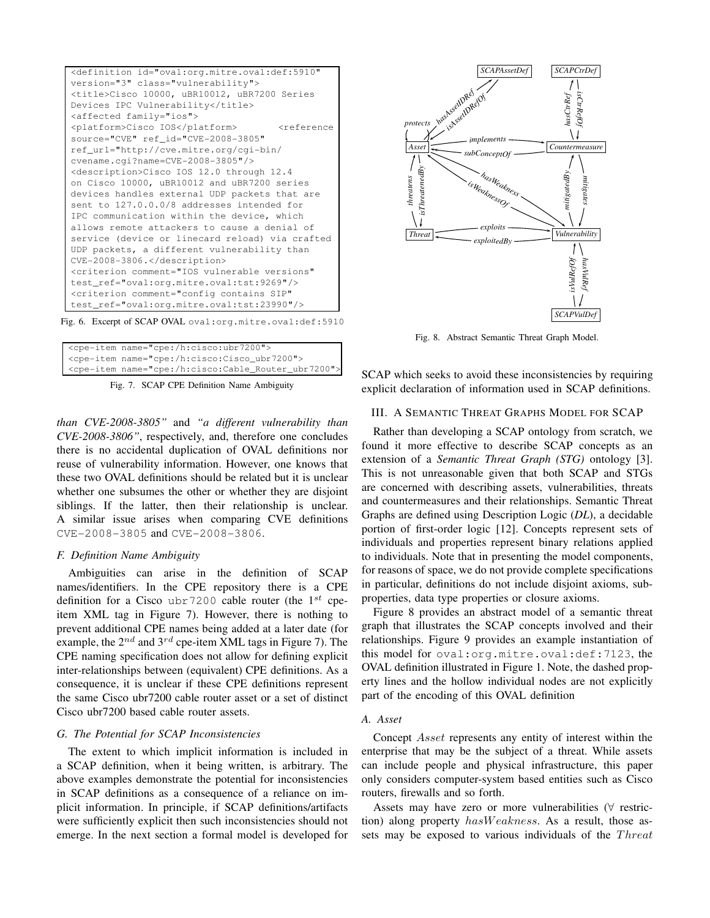```
<definition id="oval:org.mitre.oval:def:5910"
version="3" class="vulnerability">
<title>Cisco 10000, uBR10012, uBR7200 Series
Devices IPC Vulnerability</title>
<affected family="ios">
<platform>Cisco IOS</platform>       <reference
source="CVE" ref_id="CVE-2008-3805"
ref_url="http://cve.mitre.org/cgi-bin/
cvename.cgi?name=CVE-2008-3805"/>
<description>Cisco IOS 12.0 through 12.4
on Cisco 10000, uBR10012 and uBR7200 series
devices handles external UDP packets that are
sent to 127.0.0.0/8 addresses intended for
IPC communication within the device, which
allows remote attackers to cause a denial of
service (device or linecard reload) via crafted
UDP packets, a different vulnerability than
CVE-2008-3806.</description>
<criterion comment="IOS vulnerable versions"
test_ref="oval:org.mitre.oval:tst:9269"/>
<criterion comment="config contains SIP"
test_ref="oval:org.mitre.oval:tst:23990"/>
```

Fig. 6. Excerpt of SCAP OVAL oval:org.mitre.oval:def:5910

```
<cpe-item name="cpe:/h:cisco:ubr7200">
<cpe-item name="cpe:/h:cisco:Cisco_ubr7200">
<cpe-item name="cpe:/h:cisco:Cable_Router_ubr7200">
```

Fig. 7. SCAP CPE Definition Name Ambiguity

*than CVE-2008-3805"* and *"a different vulnerability than CVE-2008-3806"*, respectively, and, therefore one concludes there is no accidental duplication of OVAL definitions nor reuse of vulnerability information. However, one knows that these two OVAL definitions should be related but it is unclear whether one subsumes the other or whether they are disjoint siblings. If the latter, then their relationship is unclear. A similar issue arises when comparing CVE definitions CVE-2008-3805 and CVE-2008-3806.

### *F. Definition Name Ambiguity*

Ambiguities can arise in the definition of SCAP names/identifiers. In the CPE repository there is a CPE definition for a Cisco ubr7200 cable router (the $1^{st}$ cpe-item XML tag in Figure 7). However, there is nothing to prevent additional CPE names being added at a later date (for example, the $2^{nd}$ and $3^{rd}$ cpe-item XML tags in Figure 7). The CPE naming specification does not allow for defining explicit inter-relationships between (equivalent) CPE definitions. As a consequence, it is unclear if these CPE definitions represent the same Cisco ubr7200 cable router asset or a set of distinct Cisco ubr7200 based cable router assets.

### *G. The Potential for SCAP Inconsistencies*

The extent to which implicit information is included in a SCAP definition, when it being written, is arbitrary. The above examples demonstrate the potential for inconsistencies in SCAP definitions as a consequence of a reliance on implicit information. In principle, if SCAP definitions/artifacts were sufficiently explicit then such inconsistencies should not emerge. In the next section a formal model is developed for SCAP which seeks to avoid these inconsistencies by requiring explicit declaration of information used in SCAP definitions.

Fig. 8. Abstract Semantic Threat Graph Model.

## III. A SEMANTIC THREAT GRAPHS MODEL FOR SCAP

Rather than developing a SCAP ontology from scratch, we found it more effective to describe SCAP concepts as an extension of a *Semantic Threat Graph (STG)* ontology [3]. This is not unreasonable given that both SCAP and STGs are concerned with describing assets, vulnerabilities, threats and countermeasures and their relationships. Semantic Threat Graphs are defined using Description Logic (*DL*), a decidable portion of first-order logic [12]. Concepts represent sets of individuals and properties represent binary relations applied to individuals. Note that in presenting the model components, for reasons of space, we do not provide complete specifications in particular, definitions do not include disjoint axioms, sub-properties, data type properties or closure axioms.

Figure 8 provides an abstract model of a semantic threat graph that illustrates the SCAP concepts involved and their relationships. Figure 9 provides an example instantiation of this model for oval:org.mitre.oval:def:7123, the OVAL definition illustrated in Figure 1. Note, the dashed property lines and the hollow individual nodes are not explicitly part of the encoding of this OVAL definition

### *A. Asset*

Concept $Asset$ represents any entity of interest within the enterprise that may be the subject of a threat. While assets can include people and physical infrastructure, this paper only considers computer-system based entities such as Cisco routers, firewalls and so forth.

Assets may have zero or more vulnerabilities ($\forall$ restriction) along property $hasWeakness$. As a result, those assets may be exposed to various individuals of the $Threat$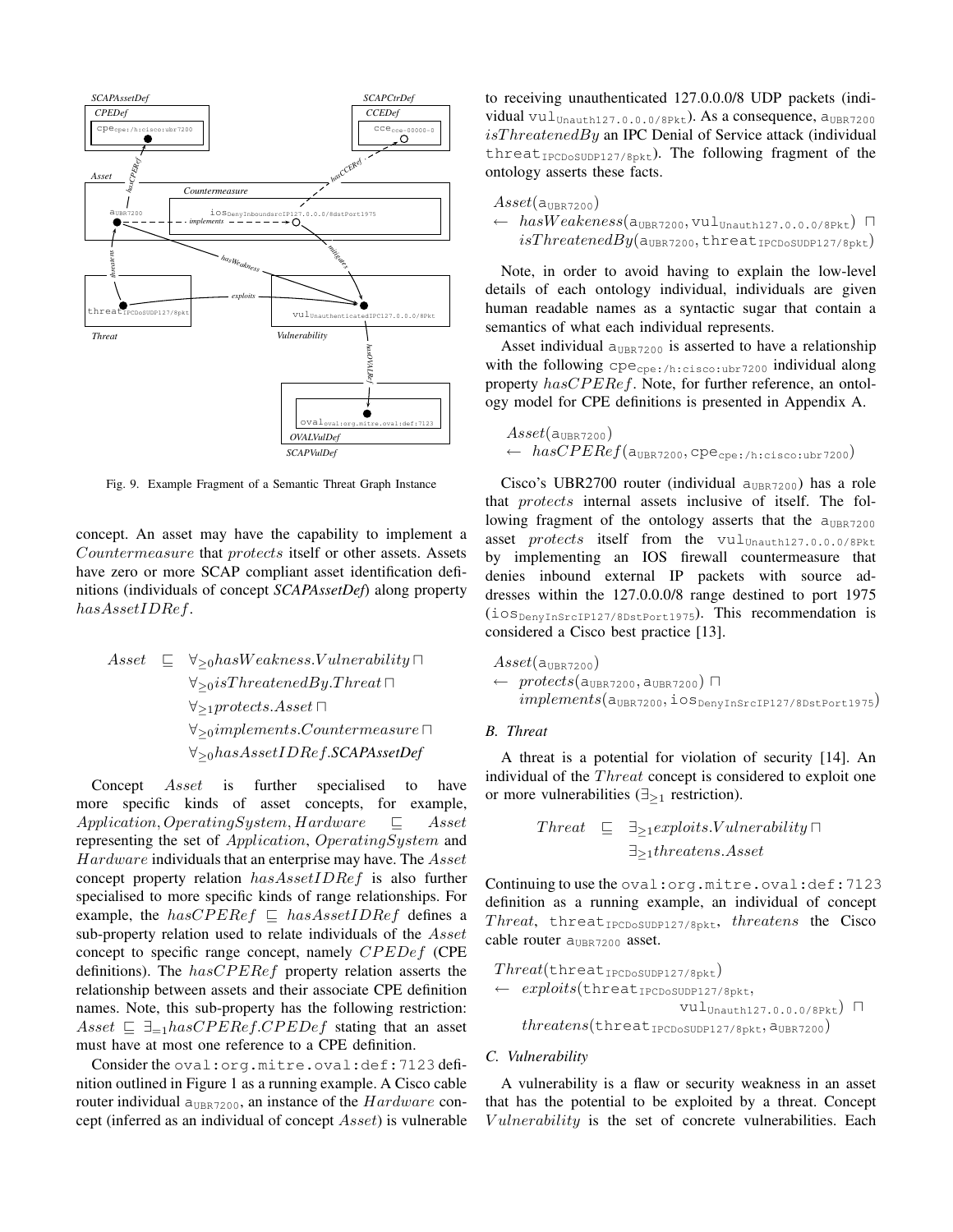Fig. 9. Example Fragment of a Semantic Threat Graph Instance

concept. An asset may have the capability to implement a $Countermeasure$ that $protects$ itself or other assets. Assets have zero or more SCAP compliant asset identification definitions (individuals of concept ***SCAPAssetDef***) along property $hasAssetIDRef$.

$$
\begin{aligned}
Asset \sqsubseteq\ & \forall_{\geq 0} hasWeakness.Vulnerability \sqcap \\
& \forall_{\geq 0} isThreatenedBy.Threat \sqcap \\
& \forall_{\geq 1} protects.Asset \sqcap \\
& \forall_{\geq 0} implements.Countermeasure \sqcap \\
& \forall_{\geq 0} hasAssetIDRef.\textit{\textbf{SCAPAssetDef}}
\end{aligned}
$$

Concept $Asset$ is further specialised to have more specific kinds of asset concepts, for example, $Application, OperatingSystem, Hardware \sqsubseteq Asset$ representing the set of $Application$, $OperatingSystem$ and $Hardware$ individuals that an enterprise may have. The $Asset$ concept property relation $hasAssetIDRef$ is also further specialised to more specific kinds of range relationships. For example, the $hasCPERef \sqsubseteq hasAssetIDRef$ defines a sub-property relation used to relate individuals of the $Asset$ concept to specific range concept, namely $CPEDef$ (CPE definitions). The $hasCPERef$ property relation asserts the relationship between assets and their associate CPE definition names. Note, this sub-property has the following restriction: $Asset \sqsubseteq \exists_{=1} hasCPERef.CPEDef$ stating that an asset must have at most one reference to a CPE definition.

Consider the `oval:org.mitre.oval:def:7123` definition outlined in Figure 1 as a running example. A Cisco cable router individual $\mathtt{a}_{\mathtt{UBR7200}}$, an instance of the $Hardware$ concept (inferred as an individual of concept $Asset$) is vulnerable to receiving unauthenticated 127.0.0.0/8 UDP packets (individual $\mathtt{vul}_{\mathtt{Unauth127.0.0.0/8Pkt}}$). As a consequence, $\mathtt{a}_{\mathtt{UBR7200}}$ $isThreatenedBy$ an IPC Denial of Service attack (individual $\mathtt{threat}_{\mathtt{IPCDoSUDP127/8pkt}}$). The following fragment of the ontology asserts these facts.

$$
\begin{aligned}
& Asset(\mathtt{a}_{\mathtt{UBR7200}}) \\
\leftarrow\ & hasWeakeness(\mathtt{a}_{\mathtt{UBR7200}}, \mathtt{vul}_{\mathtt{Unauth127.0.0.0/8Pkt}}) \sqcap \\
& isThreatenedBy(\mathtt{a}_{\mathtt{UBR7200}}, \mathtt{threat}_{\mathtt{IPCDoSUDP127/8pkt}})
\end{aligned}
$$

Note, in order to avoid having to explain the low-level details of each ontology individual, individuals are given human readable names as a syntactic sugar that contain a semantics of what each individual represents.

Asset individual $\mathtt{a}_{\mathtt{UBR7200}}$ is asserted to have a relationship with the following $\mathtt{cpe}_{\mathtt{cpe:/h:cisco:ubr7200}}$ individual along property $hasCPERef$. Note, for further reference, an ontology model for CPE definitions is presented in Appendix A.

$$
\begin{aligned}
& Asset(\mathtt{a}_{\mathtt{UBR7200}}) \\
\leftarrow\ & hasCPERef(\mathtt{a}_{\mathtt{UBR7200}}, \mathtt{cpe}_{\mathtt{cpe:/h:cisco:ubr7200}})
\end{aligned}
$$

Cisco's UBR2700 router (individual $\mathtt{a}_{\mathtt{UBR7200}}$) has a role that $protects$ internal assets inclusive of itself. The following fragment of the ontology asserts that the $\mathtt{a}_{\mathtt{UBR7200}}$ asset $protects$ itself from the $\mathtt{vul}_{\mathtt{Unauth127.0.0.0/8Pkt}}$ by implementing an IOS firewall countermeasure that denies inbound external IP packets with source addresses within the 127.0.0.0/8 range destined to port 1975 ($\mathtt{ios}_{\mathtt{DenyInSrcIP127/8DstPort1975}}$). This recommendation is considered a Cisco best practice [13].

$$
\begin{aligned}
& Asset(\mathtt{a}_{\mathtt{UBR7200}}) \\
\leftarrow\ & protects(\mathtt{a}_{\mathtt{UBR7200}}, \mathtt{a}_{\mathtt{UBR7200}}) \sqcap \\
& implements(\mathtt{a}_{\mathtt{UBR7200}}, \mathtt{ios}_{\mathtt{DenyInSrcIP127/8DstPort1975}})
\end{aligned}
$$

### B. Threat

A threat is a potential for violation of security [14]. An individual of the $Threat$ concept is considered to exploit one or more vulnerabilities ($\exists_{\geq 1}$ restriction).

$$
\begin{aligned}
Threat \sqsubseteq\ & \exists_{\geq 1} exploits.Vulnerability \sqcap \\
& \exists_{\geq 1} threatens.Asset
\end{aligned}
$$

Continuing to use the `oval:org.mitre.oval:def:7123` definition as a running example, an individual of concept $Threat$, $\mathtt{threat}_{\mathtt{IPCDoSUDP127/8pkt}}$, $threatens$ the Cisco cable router $\mathtt{a}_{\mathtt{UBR7200}}$ asset.

$$
\begin{aligned}
& Threat(\mathtt{threat}_{\mathtt{IPCDoSUDP127/8pkt}}) \\
\leftarrow\ & exploits(\mathtt{threat}_{\mathtt{IPCDoSUDP127/8pkt}}, \\
& \qquad \mathtt{vul}_{\mathtt{Unauth127.0.0.0/8Pkt}}) \sqcap \\
& threatens(\mathtt{threat}_{\mathtt{IPCDoSUDP127/8pkt}}, \mathtt{a}_{\mathtt{UBR7200}})
\end{aligned}
$$

### C. Vulnerability

A vulnerability is a flaw or security weakness in an asset that has the potential to be exploited by a threat. Concept $Vulnerability$ is the set of concrete vulnerabilities. Each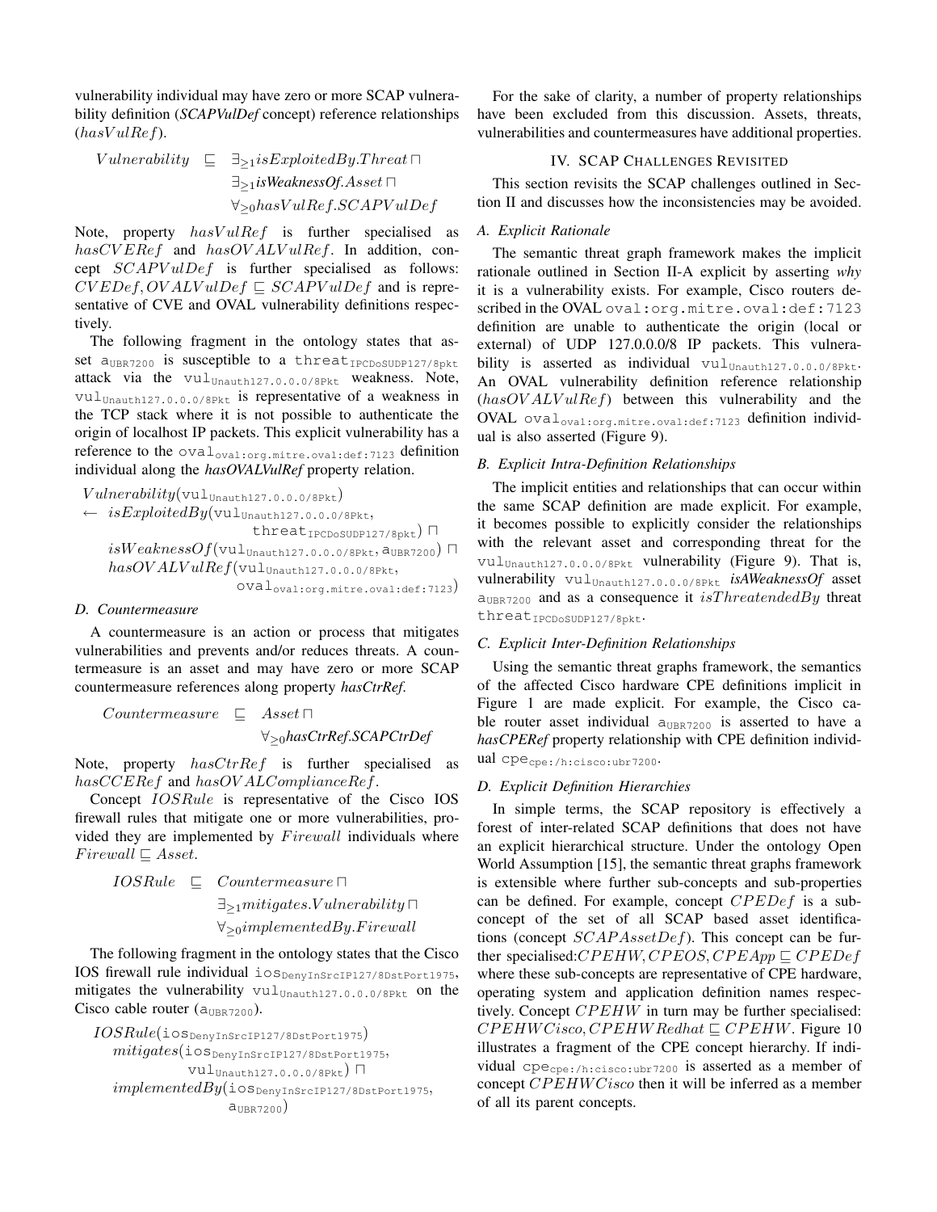vulnerability individual may have zero or more SCAP vulnerability definition (***SCAPVulDef*** concept) reference relationships ($hasVulRef$).

$$Vulnerability \sqsubseteq \exists_{\geq 1} isExploitedBy.Threat \sqcap \exists_{\geq 1} \textbf{\textit{isWeaknessOf}}.Asset \sqcap \forall_{\geq 0} hasVulRef.SCAPVulDef$$

Note, property $hasVulRef$ is further specialised as $hasCVERef$ and $hasOVALVulRef$. In addition, concept $SCAPVulDef$ is further specialised as follows: $CVEDef, OVALVulDef \sqsubseteq SCAPVulDef$ and is representative of CVE and OVAL vulnerability definitions respectively.

The following fragment in the ontology states that asset $\texttt{a}_{\texttt{UBR7200}}$ is susceptible to a $\texttt{threat}_{\texttt{IPCDoSUDP127/8pkt}}$ attack via the $\texttt{vul}_{\texttt{Unauth127.0.0.0/8Pkt}}$ weakness. Note, $\texttt{vul}_{\texttt{Unauth127.0.0.0/8Pkt}}$ is representative of a weakness in the TCP stack where it is not possible to authenticate the origin of localhost IP packets. This explicit vulnerability has a reference to the $\texttt{oval}_{\texttt{oval:org.mitre.oval:def:7123}}$ definition individual along the ***hasOVALVulRef*** property relation.

$$\begin{array}{l} Vulnerability(\texttt{vul}_{\texttt{Unauth127.0.0.0/8Pkt}}) \\ \leftarrow \; isExploitedBy(\texttt{vul}_{\texttt{Unauth127.0.0.0/8Pkt}}, \texttt{threat}_{\texttt{IPCDoSUDP127/8pkt}}) \sqcap \\ \quad isWeaknessOf(\texttt{vul}_{\texttt{Unauth127.0.0.0/8Pkt}}, \texttt{a}_{\texttt{UBR7200}}) \sqcap \\ \quad hasOVALVulRef(\texttt{vul}_{\texttt{Unauth127.0.0.0/8Pkt}}, \texttt{oval}_{\texttt{oval:org.mitre.oval:def:7123}}) \end{array}$$

### D. Countermeasure

A countermeasure is an action or process that mitigates vulnerabilities and prevents and/or reduces threats. A countermeasure is an asset and may have zero or more SCAP countermeasure references along property ***hasCtrRef***.

$$Countermeasure \sqsubseteq Asset \sqcap \forall_{\geq 0} \textbf{\textit{hasCtrRef}}.\textbf{\textit{SCAPCtrDef}}$$

Note, property $hasCtrRef$ is further specialised as $hasCCERef$ and $hasOVALComplianceRef$.

Concept $IOSRule$ is representative of the Cisco IOS firewall rules that mitigate one or more vulnerabilities, provided they are implemented by $Firewall$ individuals where $Firewall \sqsubseteq Asset$.

$$IOSRule \sqsubseteq Countermeasure \sqcap \exists_{\geq 1} mitigates.Vulnerability \sqcap \forall_{\geq 0} implementedBy.Firewall$$

The following fragment in the ontology states that the Cisco IOS firewall rule individual $\texttt{ios}_{\texttt{DenyInSrcIP127/8DstPort1975}}$, mitigates the vulnerability $\texttt{vul}_{\texttt{Unauth127.0.0.0/8Pkt}}$ on the Cisco cable router ($\texttt{a}_{\texttt{UBR7200}}$).

$$\begin{array}{l} IOSRule(\texttt{ios}_{\texttt{DenyInSrcIP127/8DstPort1975}}) \\ \quad mitigates(\texttt{ios}_{\texttt{DenyInSrcIP127/8DstPort1975}}, \texttt{vul}_{\texttt{Unauth127.0.0.0/8Pkt}}) \sqcap \\ \quad implementedBy(\texttt{ios}_{\texttt{DenyInSrcIP127/8DstPort1975}}, \texttt{a}_{\texttt{UBR7200}}) \end{array}$$

For the sake of clarity, a number of property relationships have been excluded from this discussion. Assets, threats, vulnerabilities and countermeasures have additional properties.

## IV. SCAP Challenges Revisited

This section revisits the SCAP challenges outlined in Section II and discusses how the inconsistencies may be avoided.

### A. Explicit Rationale

The semantic threat graph framework makes the implicit rationale outlined in Section II-A explicit by asserting *why* it is a vulnerability exists. For example, Cisco routers described in the OVAL `oval:org.mitre.oval:def:7123` definition are unable to authenticate the origin (local or external) of UDP 127.0.0.0/8 IP packets. This vulnerability is asserted as individual $\texttt{vul}_{\texttt{Unauth127.0.0.0/8Pkt}}$. An OVAL vulnerability definition reference relationship ($hasOVALVulRef$) between this vulnerability and the OVAL $\texttt{oval}_{\texttt{oval:org.mitre.oval:def:7123}}$ definition individual is also asserted (Figure 9).

### B. Explicit Intra-Definition Relationships

The implicit entities and relationships that can occur within the same SCAP definition are made explicit. For example, it becomes possible to explicitly consider the relationships with the relevant asset and corresponding threat for the $\texttt{vul}_{\texttt{Unauth127.0.0.0/8Pkt}}$ vulnerability (Figure 9). That is, vulnerability $\texttt{vul}_{\texttt{Unauth127.0.0.0/8Pkt}}$ ***isAWeaknessOf*** asset $\texttt{a}_{\texttt{UBR7200}}$ and as a consequence it $isThreatendedBy$ threat $\texttt{threat}_{\texttt{IPCDoSUDP127/8pkt}}$.

### C. Explicit Inter-Definition Relationships

Using the semantic threat graphs framework, the semantics of the affected Cisco hardware CPE definitions implicit in Figure 1 are made explicit. For example, the Cisco cable router asset individual $\texttt{a}_{\texttt{UBR7200}}$ is asserted to have a ***hasCPERef*** property relationship with CPE definition individual $\texttt{cpe}_{\texttt{cpe:/h:cisco:ubr7200}}$.

### D. Explicit Definition Hierarchies

In simple terms, the SCAP repository is effectively a forest of inter-related SCAP definitions that does not have an explicit hierarchical structure. Under the ontology Open World Assumption [15], the semantic threat graphs framework is extensible where further sub-concepts and sub-properties can be defined. For example, concept $CPEDef$ is a sub-concept of the set of all SCAP based asset identifications (concept $SCAPAssetDef$). This concept can be further specialised: $CPEHW, CPEOS, CPEApp \sqsubseteq CPEDef$ where these sub-concepts are representative of CPE hardware, operating system and application definition names respectively. Concept $CPEHW$ in turn may be further specialised: $CPEHWCisco, CPEHWRedhat \sqsubseteq CPEHW$. Figure 10 illustrates a fragment of the CPE concept hierarchy. If individual $\texttt{cpe}_{\texttt{cpe:/h:cisco:ubr7200}}$ is asserted as a member of concept $CPEHWCisco$ then it will be inferred as a member of all its parent concepts.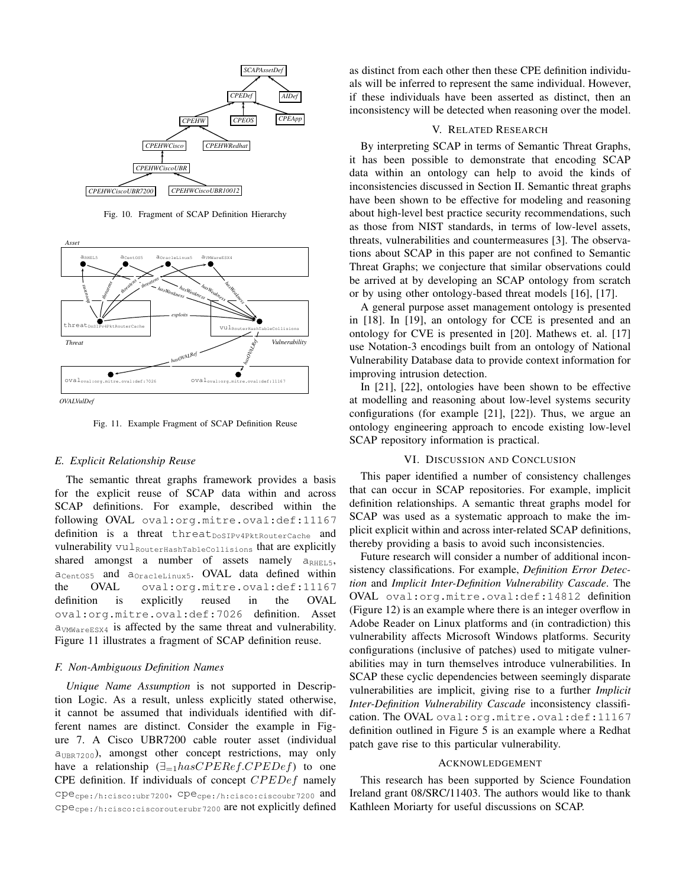Fig. 10. Fragment of SCAP Definition Hierarchy

Fig. 11. Example Fragment of SCAP Definition Reuse

### E. Explicit Relationship Reuse

The semantic threat graphs framework provides a basis for the explicit reuse of SCAP data within and across SCAP definitions. For example, described within the following OVAL oval:org.mitre.oval:def:11167 definition is a threat $\text{threat}_{\text{DoSIPv4PktRouterCache}}$ and vulnerability $\text{vul}_{\text{RouterHashTableCollisions}}$ that are explicitly shared amongst a number of assets namely $a_{\text{RHEL5}}$, $a_{\text{CentOS5}}$ and $a_{\text{OracleLinux5}}$. OVAL data defined within the OVAL oval:org.mitre.oval:def:11167 definition is explicitly reused in the OVAL oval:org.mitre.oval:def:7026 definition. Asset $a_{\text{VMWareESX4}}$ is affected by the same threat and vulnerability. Figure 11 illustrates a fragment of SCAP definition reuse.

### F. Non-Ambiguous Definition Names

*Unique Name Assumption* is not supported in Description Logic. As a result, unless explicitly stated otherwise, it cannot be assumed that individuals identified with different names are distinct. Consider the example in Figure 7. A Cisco UBR7200 cable router asset (individual $a_{\text{UBR7200}}$), amongst other concept restrictions, may only have a relationship ($\exists_{=1} hasCPERef.CPEDef$) to one CPE definition. If individuals of concept $CPEDef$ namely $\text{cpe}_{\text{cpe:/h:cisco:ubr7200}}$, $\text{cpe}_{\text{cpe:/h:cisco:ciscoubr7200}}$ and $\text{cpe}_{\text{cpe:/h:cisco:ciscorouterubr7200}}$ are not explicitly defined as distinct from each other then these CPE definition individuals will be inferred to represent the same individual. However, if these individuals have been asserted as distinct, then an inconsistency will be detected when reasoning over the model.

## V. Related Research

By interpreting SCAP in terms of Semantic Threat Graphs, it has been possible to demonstrate that encoding SCAP data within an ontology can help to avoid the kinds of inconsistencies discussed in Section II. Semantic threat graphs have been shown to be effective for modeling and reasoning about high-level best practice security recommendations, such as those from NIST standards, in terms of low-level assets, threats, vulnerabilities and countermeasures [3]. The observations about SCAP in this paper are not confined to Semantic Threat Graphs; we conjecture that similar observations could be arrived at by developing an SCAP ontology from scratch or by using other ontology-based threat models [16], [17].

A general purpose asset management ontology is presented in [18]. In [19], an ontology for CCE is presented and an ontology for CVE is presented in [20]. Mathews et. al. [17] use Notation-3 encodings built from an ontology of National Vulnerability Database data to provide context information for improving intrusion detection.

In [21], [22], ontologies have been shown to be effective at modelling and reasoning about low-level systems security configurations (for example [21], [22]). Thus, we argue an ontology engineering approach to encode existing low-level SCAP repository information is practical.

## VI. Discussion and Conclusion

This paper identified a number of consistency challenges that can occur in SCAP repositories. For example, implicit definition relationships. A semantic threat graphs model for SCAP was used as a systematic approach to make the implicit explicit within and across inter-related SCAP definitions, thereby providing a basis to avoid such inconsistencies.

Future research will consider a number of additional inconsistency classifications. For example, *Definition Error Detection* and *Implicit Inter-Definition Vulnerability Cascade*. The OVAL oval:org.mitre.oval:def:14812 definition (Figure 12) is an example where there is an integer overflow in Adobe Reader on Linux platforms and (in contradiction) this vulnerability affects Microsoft Windows platforms. Security configurations (inclusive of patches) used to mitigate vulnerabilities may in turn themselves introduce vulnerabilities. In SCAP these cyclic dependencies between seemingly disparate vulnerabilities are implicit, giving rise to a further *Implicit Inter-Definition Vulnerability Cascade* inconsistency classification. The OVAL oval:org.mitre.oval:def:11167 definition outlined in Figure 5 is an example where a Redhat patch gave rise to this particular vulnerability.

## Acknowledgement

This research has been supported by Science Foundation Ireland grant 08/SRC/11403. The authors would like to thank Kathleen Moriarty for useful discussions on SCAP.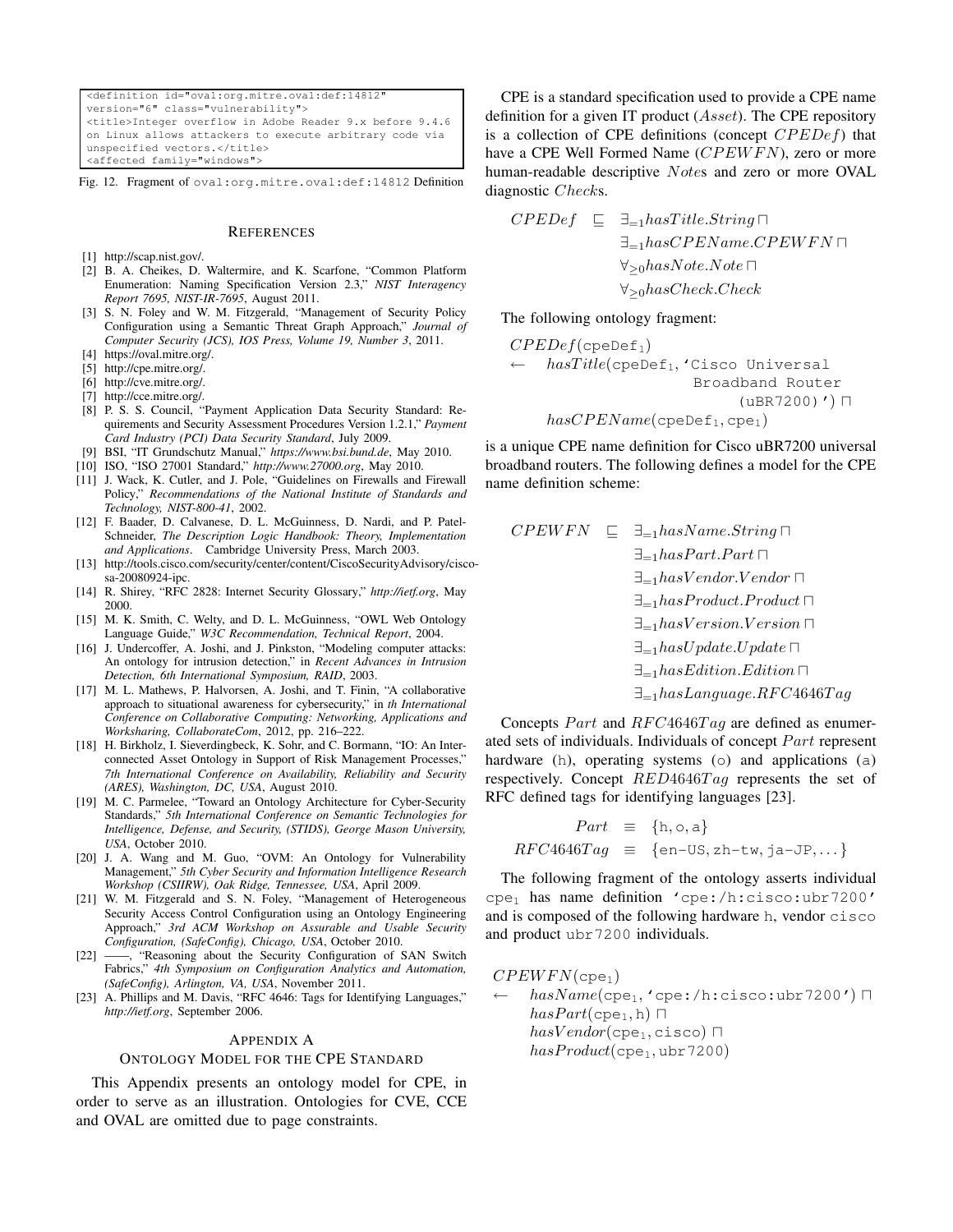```
<definition id="oval:org.mitre.oval:def:14812"
version="6" class="vulnerability">
<title>Integer overflow in Adobe Reader 9.x before 9.4.6
on Linux allows attackers to execute arbitrary code via
unspecified vectors.</title>
<affected family="windows">
```

Fig. 12. Fragment of oval:org.mitre.oval:def:14812 Definition

## REFERENCES

[1] http://scap.nist.gov/.

[2] B. A. Cheikes, D. Waltermire, and K. Scarfone, "Common Platform Enumeration: Naming Specification Version 2.3," *NIST Interagency Report 7695, NIST-IR-7695*, August 2011.

[3] S. N. Foley and W. M. Fitzgerald, "Management of Security Policy Configuration using a Semantic Threat Graph Approach," *Journal of Computer Security (JCS), IOS Press, Volume 19, Number 3*, 2011.

[4] https://oval.mitre.org/.

[5] http://cpe.mitre.org/.

[6] http://cve.mitre.org/.

[7] http://cce.mitre.org/.

[8] P. S. S. Council, "Payment Application Data Security Standard: Requirements and Security Assessment Procedures Version 1.2.1," *Payment Card Industry (PCI) Data Security Standard*, July 2009.

[9] BSI, "IT Grundschutz Manual," *https://www.bsi.bund.de*, May 2010.

[10] ISO, "ISO 27001 Standard," *http://www.27000.org*, May 2010.

[11] J. Wack, K. Cutler, and J. Pole, "Guidelines on Firewalls and Firewall Policy," *Recommendations of the National Institute of Standards and Technology, NIST-800-41*, 2002.

[12] F. Baader, D. Calvanese, D. L. McGuinness, D. Nardi, and P. Patel-Schneider, *The Description Logic Handbook: Theory, Implementation and Applications*. Cambridge University Press, March 2003.

[13] http://tools.cisco.com/security/center/content/CiscoSecurityAdvisory/cisco-sa-20080924-ipc.

[14] R. Shirey, "RFC 2828: Internet Security Glossary," *http://ietf.org*, May 2000.

[15] M. K. Smith, C. Welty, and D. L. McGuinness, "OWL Web Ontology Language Guide," *W3C Recommendation, Technical Report*, 2004.

[16] J. Undercoffer, A. Joshi, and J. Pinkston, "Modeling computer attacks: An ontology for intrusion detection," in *Recent Advances in Intrusion Detection, 6th International Symposium, RAID*, 2003.

[17] M. L. Mathews, P. Halvorsen, A. Joshi, and T. Finin, "A collaborative approach to situational awareness for cybersecurity," in *th International Conference on Collaborative Computing: Networking, Applications and Worksharing, CollaborateCom*, 2012, pp. 216–222.

[18] H. Birkholz, I. Sieverdingbeck, K. Sohr, and C. Bormann, "IO: An Interconnected Asset Ontology in Support of Risk Management Processes," *7th International Conference on Availability, Reliability and Security (ARES), Washington, DC, USA*, August 2010.

[19] M. C. Parmelee, "Toward an Ontology Architecture for Cyber-Security Standards," *5th International Conference on Semantic Technologies for Intelligence, Defense, and Security (STIDS), George Mason University, USA*, October 2010.

[20] J. A. Wang and M. Guo, "OVM: An Ontology for Vulnerability Management," *5th Cyber Security and Information Intelligence Research Workshop (CSIIRW), Oak Ridge, Tennessee, USA*, April 2009.

[21] W. M. Fitzgerald and S. N. Foley, "Management of Heterogeneous Security Access Control Configuration using an Ontology Engineering Approach," *3rd ACM Workshop on Assurable and Usable Security Configuration, (SafeConfig), Chicago, USA*, October 2010.

[22] ——, "Reasoning about the Security Configuration of SAN Switch Fabrics," *4th Symposium on Configuration Analytics and Automation, (SafeConfig), Arlington, VA, USA*, November 2011.

[23] A. Phillips and M. Davis, "RFC 4646: Tags for Identifying Languages," *http://ietf.org*, September 2006.

## APPENDIX A
## ONTOLOGY MODEL FOR THE CPE STANDARD

This Appendix presents an ontology model for CPE, in order to serve as an illustration. Ontologies for CVE, CCE and OVAL are omitted due to page constraints.

CPE is a standard specification used to provide a CPE name definition for a given IT product ($Asset$). The CPE repository is a collection of CPE definitions (concept $CPEDef$) that have a CPE Well Formed Name ($CPEWFN$), zero or more human-readable descriptive $Note$s and zero or more OVAL diagnostic $Check$s.

$$
\begin{aligned}
CPEDef \sqsubseteq\ & \exists_{=1} hasTitle.String \sqcap \\
& \exists_{=1} hasCPEName.CPEWFN \sqcap \\
& \forall_{\geq 0} hasNote.Note \sqcap \\
& \forall_{\geq 0} hasCheck.Check
\end{aligned}
$$

The following ontology fragment:

$$
\begin{aligned}
& CPEDef(\texttt{cpeDef}_1) \\
\leftarrow\ & hasTitle(\texttt{cpeDef}_1, \texttt{'Cisco Universal Broadband Router (uBR7200)'}) \sqcap \\
& hasCPEName(\texttt{cpeDef}_1, \texttt{cpe}_1)
\end{aligned}
$$

is a unique CPE name definition for Cisco uBR7200 universal broadband routers. The following defines a model for the CPE name definition scheme:

$$
\begin{aligned}
CPEWFN \sqsubseteq\ & \exists_{=1} hasName.String \sqcap \\
& \exists_{=1} hasPart.Part \sqcap \\
& \exists_{=1} hasVendor.Vendor \sqcap \\
& \exists_{=1} hasProduct.Product \sqcap \\
& \exists_{=1} hasVersion.Version \sqcap \\
& \exists_{=1} hasUpdate.Update \sqcap \\
& \exists_{=1} hasEdition.Edition \sqcap \\
& \exists_{=1} hasLanguage.RFC4646Tag
\end{aligned}
$$

Concepts $Part$ and $RFC4646Tag$ are defined as enumerated sets of individuals. Individuals of concept $Part$ represent hardware (h), operating systems (o) and applications (a) respectively. Concept $RED4646Tag$ represents the set of RFC defined tags for identifying languages [23].

$$
\begin{aligned}
Part &\equiv \{\texttt{h}, \texttt{o}, \texttt{a}\} \\
RFC4646Tag &\equiv \{\texttt{en-US}, \texttt{zh-tw}, \texttt{ja-JP}, \ldots\}
\end{aligned}
$$

The following fragment of the ontology asserts individual $\texttt{cpe}_1$ has name definition 'cpe:/h:cisco:ubr7200' and is composed of the following hardware h, vendor cisco and product ubr7200 individuals.

$$
\begin{aligned}
& CPEWFN(\texttt{cpe}_1) \\
\leftarrow\ & hasName(\texttt{cpe}_1, \texttt{'cpe:/h:cisco:ubr7200'}) \sqcap \\
& hasPart(\texttt{cpe}_1, \texttt{h}) \sqcap \\
& hasVendor(\texttt{cpe}_1, \texttt{cisco}) \sqcap \\
& hasProduct(\texttt{cpe}_1, \texttt{ubr7200})
\end{aligned}
$$